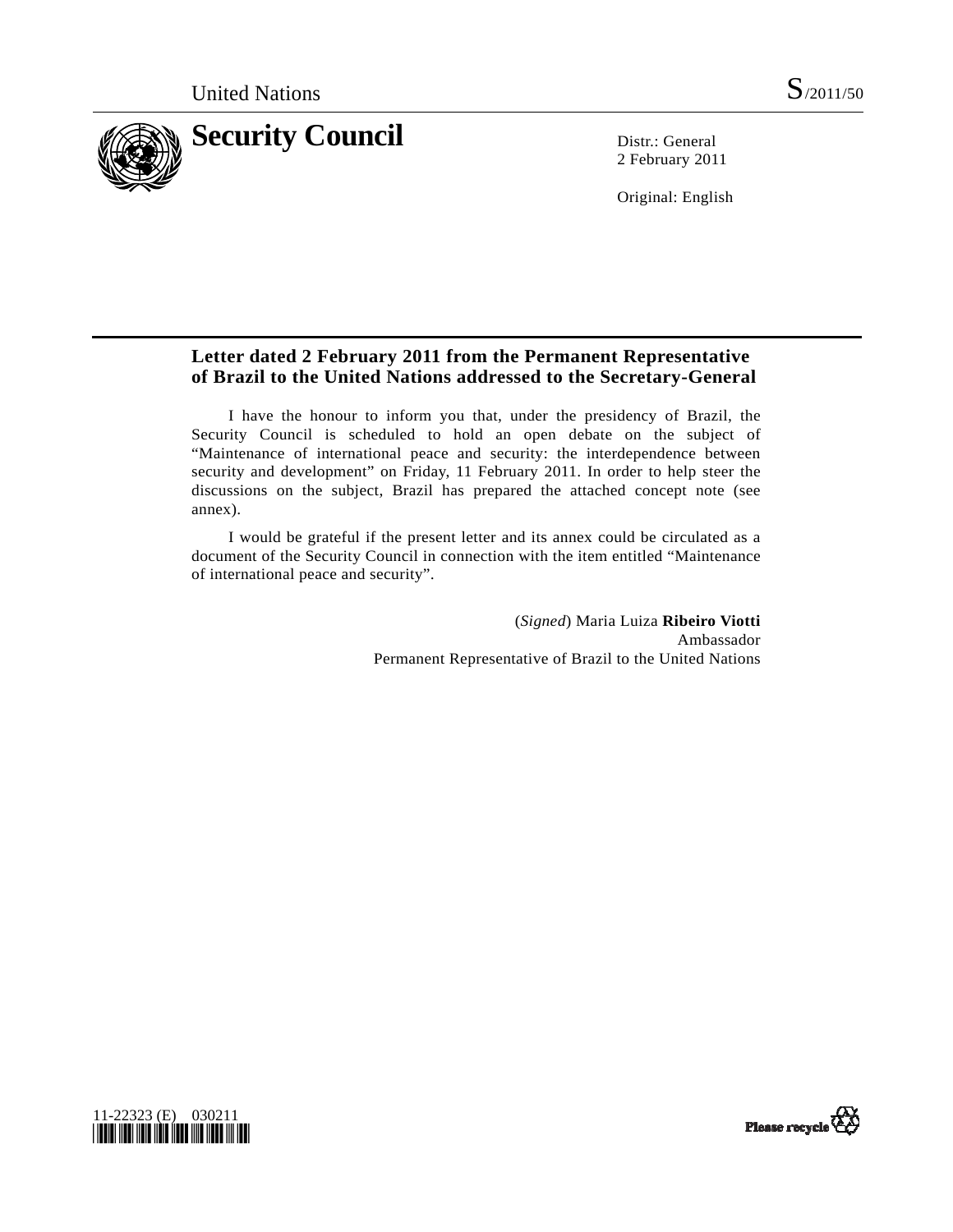United Nations S/2011/50

# Security Council

Distr.: General
2 February 2011

Original: English

## Letter dated 2 February 2011 from the Permanent Representative of Brazil to the United Nations addressed to the Secretary-General

I have the honour to inform you that, under the presidency of Brazil, the Security Council is scheduled to hold an open debate on the subject of "Maintenance of international peace and security: the interdependence between security and development" on Friday, 11 February 2011. In order to help steer the discussions on the subject, Brazil has prepared the attached concept note (see annex).

I would be grateful if the present letter and its annex could be circulated as a document of the Security Council in connection with the item entitled "Maintenance of international peace and security".

(*Signed*) Maria Luiza **Ribeiro Viotti**
Ambassador
Permanent Representative of Brazil to the United Nations

11-22323 (E) 030211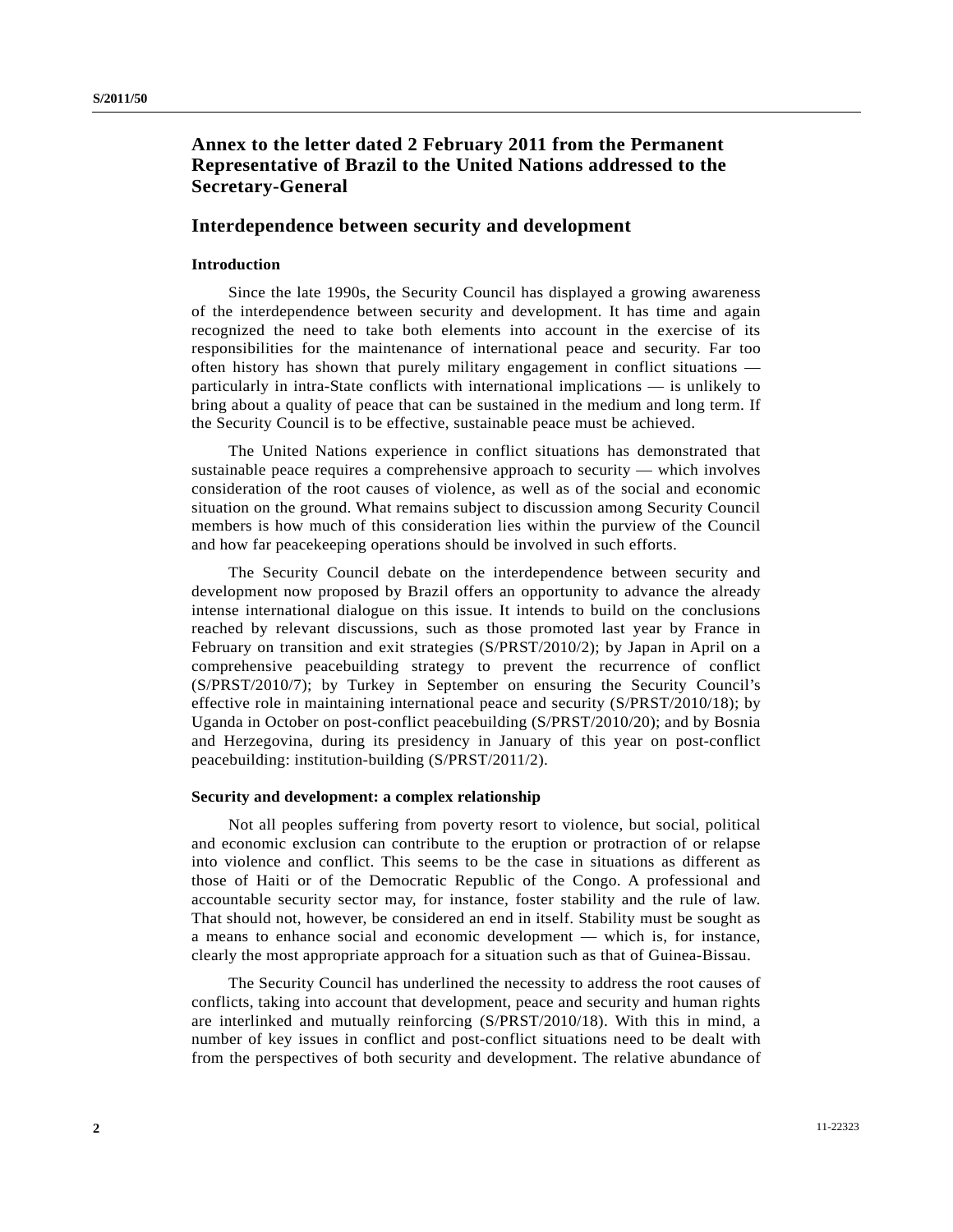## Annex to the letter dated 2 February 2011 from the Permanent Representative of Brazil to the United Nations addressed to the Secretary-General

## Interdependence between security and development

### Introduction

Since the late 1990s, the Security Council has displayed a growing awareness of the interdependence between security and development. It has time and again recognized the need to take both elements into account in the exercise of its responsibilities for the maintenance of international peace and security. Far too often history has shown that purely military engagement in conflict situations — particularly in intra-State conflicts with international implications — is unlikely to bring about a quality of peace that can be sustained in the medium and long term. If the Security Council is to be effective, sustainable peace must be achieved.

The United Nations experience in conflict situations has demonstrated that sustainable peace requires a comprehensive approach to security — which involves consideration of the root causes of violence, as well as of the social and economic situation on the ground. What remains subject to discussion among Security Council members is how much of this consideration lies within the purview of the Council and how far peacekeeping operations should be involved in such efforts.

The Security Council debate on the interdependence between security and development now proposed by Brazil offers an opportunity to advance the already intense international dialogue on this issue. It intends to build on the conclusions reached by relevant discussions, such as those promoted last year by France in February on transition and exit strategies (S/PRST/2010/2); by Japan in April on a comprehensive peacebuilding strategy to prevent the recurrence of conflict (S/PRST/2010/7); by Turkey in September on ensuring the Security Council's effective role in maintaining international peace and security (S/PRST/2010/18); by Uganda in October on post-conflict peacebuilding (S/PRST/2010/20); and by Bosnia and Herzegovina, during its presidency in January of this year on post-conflict peacebuilding: institution-building (S/PRST/2011/2).

### Security and development: a complex relationship

Not all peoples suffering from poverty resort to violence, but social, political and economic exclusion can contribute to the eruption or protraction of or relapse into violence and conflict. This seems to be the case in situations as different as those of Haiti or of the Democratic Republic of the Congo. A professional and accountable security sector may, for instance, foster stability and the rule of law. That should not, however, be considered an end in itself. Stability must be sought as a means to enhance social and economic development — which is, for instance, clearly the most appropriate approach for a situation such as that of Guinea-Bissau.

The Security Council has underlined the necessity to address the root causes of conflicts, taking into account that development, peace and security and human rights are interlinked and mutually reinforcing (S/PRST/2010/18). With this in mind, a number of key issues in conflict and post-conflict situations need to be dealt with from the perspectives of both security and development. The relative abundance of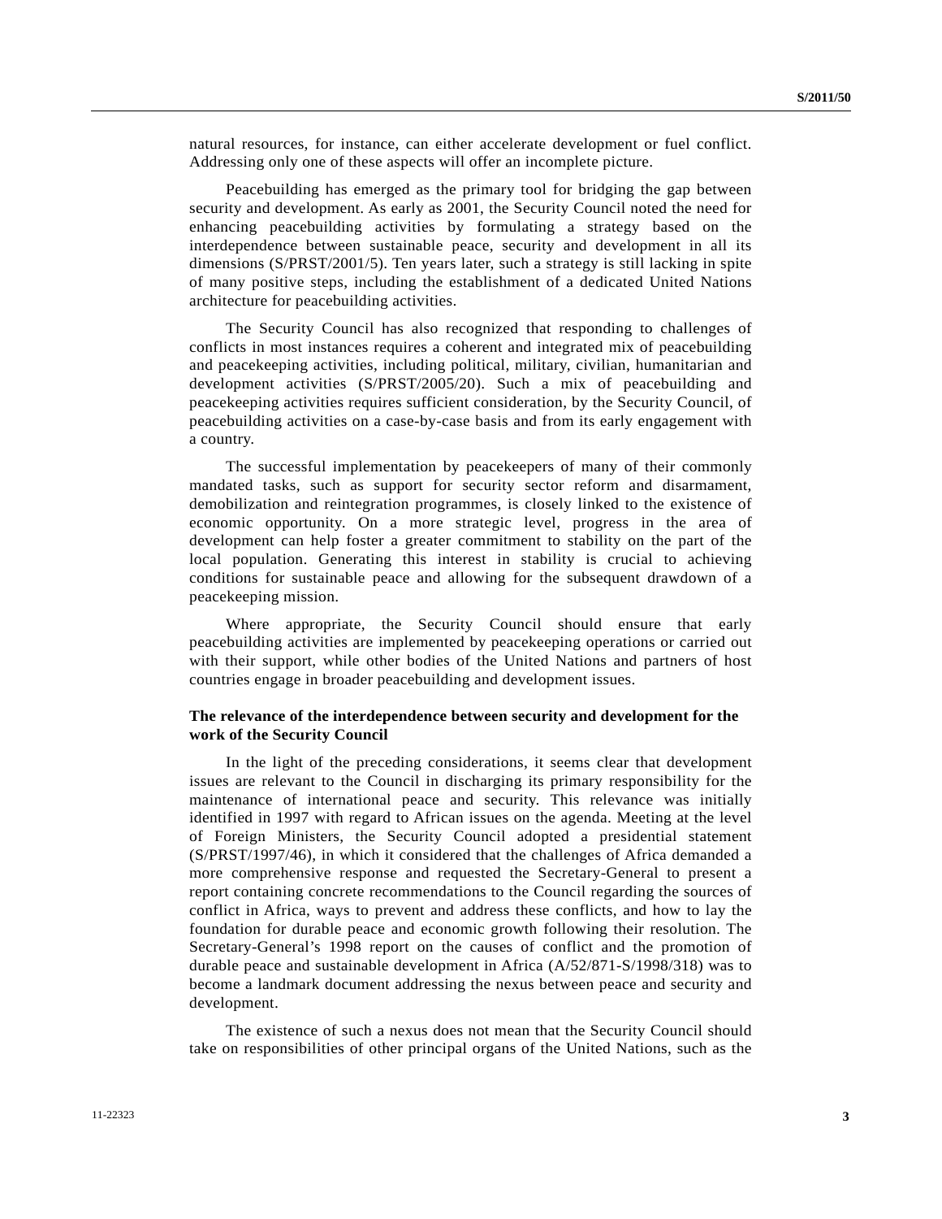natural resources, for instance, can either accelerate development or fuel conflict. Addressing only one of these aspects will offer an incomplete picture.

Peacebuilding has emerged as the primary tool for bridging the gap between security and development. As early as 2001, the Security Council noted the need for enhancing peacebuilding activities by formulating a strategy based on the interdependence between sustainable peace, security and development in all its dimensions (S/PRST/2001/5). Ten years later, such a strategy is still lacking in spite of many positive steps, including the establishment of a dedicated United Nations architecture for peacebuilding activities.

The Security Council has also recognized that responding to challenges of conflicts in most instances requires a coherent and integrated mix of peacebuilding and peacekeeping activities, including political, military, civilian, humanitarian and development activities (S/PRST/2005/20). Such a mix of peacebuilding and peacekeeping activities requires sufficient consideration, by the Security Council, of peacebuilding activities on a case-by-case basis and from its early engagement with a country.

The successful implementation by peacekeepers of many of their commonly mandated tasks, such as support for security sector reform and disarmament, demobilization and reintegration programmes, is closely linked to the existence of economic opportunity. On a more strategic level, progress in the area of development can help foster a greater commitment to stability on the part of the local population. Generating this interest in stability is crucial to achieving conditions for sustainable peace and allowing for the subsequent drawdown of a peacekeeping mission.

Where appropriate, the Security Council should ensure that early peacebuilding activities are implemented by peacekeeping operations or carried out with their support, while other bodies of the United Nations and partners of host countries engage in broader peacebuilding and development issues.

**The relevance of the interdependence between security and development for the work of the Security Council**

In the light of the preceding considerations, it seems clear that development issues are relevant to the Council in discharging its primary responsibility for the maintenance of international peace and security. This relevance was initially identified in 1997 with regard to African issues on the agenda. Meeting at the level of Foreign Ministers, the Security Council adopted a presidential statement (S/PRST/1997/46), in which it considered that the challenges of Africa demanded a more comprehensive response and requested the Secretary-General to present a report containing concrete recommendations to the Council regarding the sources of conflict in Africa, ways to prevent and address these conflicts, and how to lay the foundation for durable peace and economic growth following their resolution. The Secretary-General's 1998 report on the causes of conflict and the promotion of durable peace and sustainable development in Africa (A/52/871-S/1998/318) was to become a landmark document addressing the nexus between peace and security and development.

The existence of such a nexus does not mean that the Security Council should take on responsibilities of other principal organs of the United Nations, such as the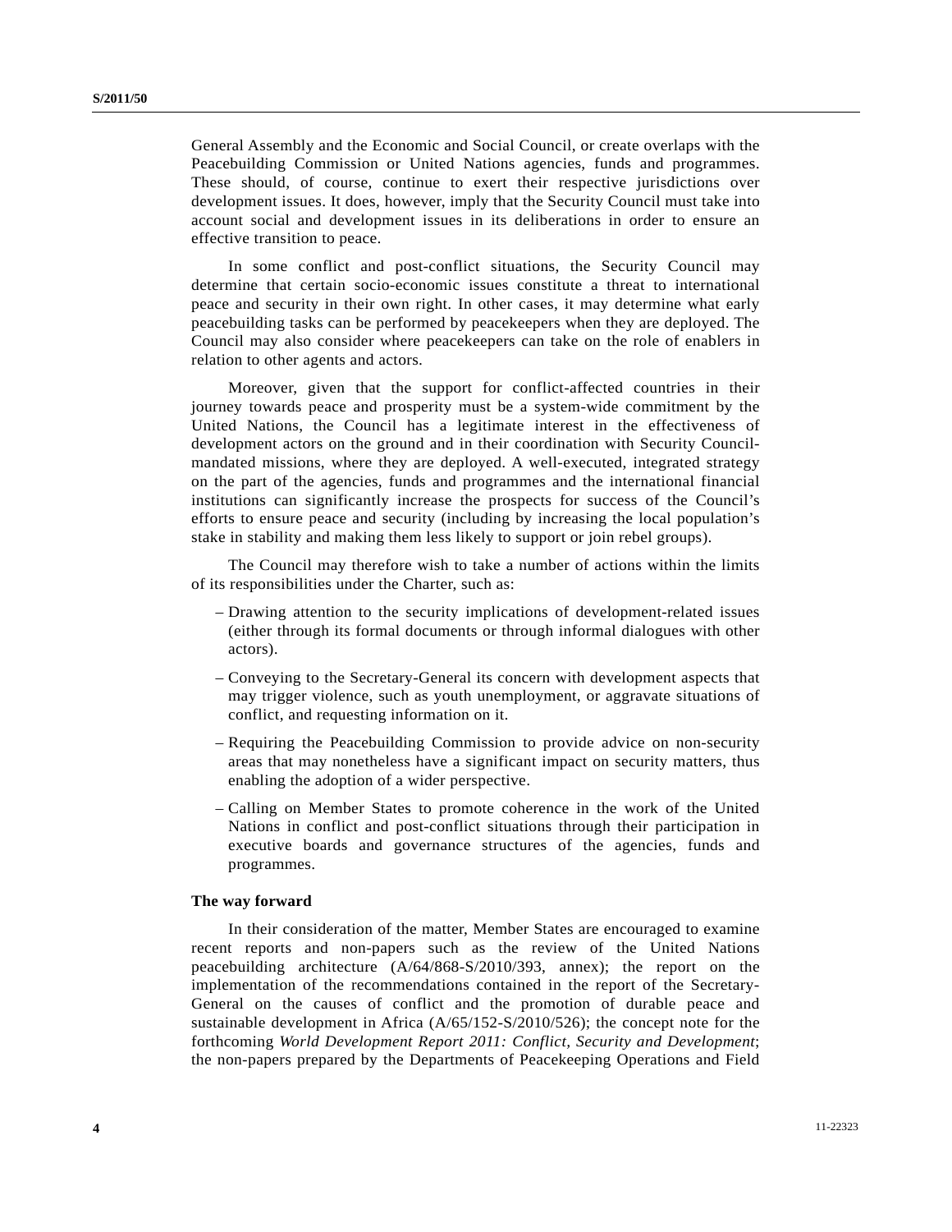General Assembly and the Economic and Social Council, or create overlaps with the Peacebuilding Commission or United Nations agencies, funds and programmes. These should, of course, continue to exert their respective jurisdictions over development issues. It does, however, imply that the Security Council must take into account social and development issues in its deliberations in order to ensure an effective transition to peace.

In some conflict and post-conflict situations, the Security Council may determine that certain socio-economic issues constitute a threat to international peace and security in their own right. In other cases, it may determine what early peacebuilding tasks can be performed by peacekeepers when they are deployed. The Council may also consider where peacekeepers can take on the role of enablers in relation to other agents and actors.

Moreover, given that the support for conflict-affected countries in their journey towards peace and prosperity must be a system-wide commitment by the United Nations, the Council has a legitimate interest in the effectiveness of development actors on the ground and in their coordination with Security Council-mandated missions, where they are deployed. A well-executed, integrated strategy on the part of the agencies, funds and programmes and the international financial institutions can significantly increase the prospects for success of the Council's efforts to ensure peace and security (including by increasing the local population's stake in stability and making them less likely to support or join rebel groups).

The Council may therefore wish to take a number of actions within the limits of its responsibilities under the Charter, such as:

- Drawing attention to the security implications of development-related issues (either through its formal documents or through informal dialogues with other actors).
- Conveying to the Secretary-General its concern with development aspects that may trigger violence, such as youth unemployment, or aggravate situations of conflict, and requesting information on it.
- Requiring the Peacebuilding Commission to provide advice on non-security areas that may nonetheless have a significant impact on security matters, thus enabling the adoption of a wider perspective.
- Calling on Member States to promote coherence in the work of the United Nations in conflict and post-conflict situations through their participation in executive boards and governance structures of the agencies, funds and programmes.

**The way forward**

In their consideration of the matter, Member States are encouraged to examine recent reports and non-papers such as the review of the United Nations peacebuilding architecture (A/64/868-S/2010/393, annex); the report on the implementation of the recommendations contained in the report of the Secretary-General on the causes of conflict and the promotion of durable peace and sustainable development in Africa (A/65/152-S/2010/526); the concept note for the forthcoming *World Development Report 2011: Conflict, Security and Development*; the non-papers prepared by the Departments of Peacekeeping Operations and Field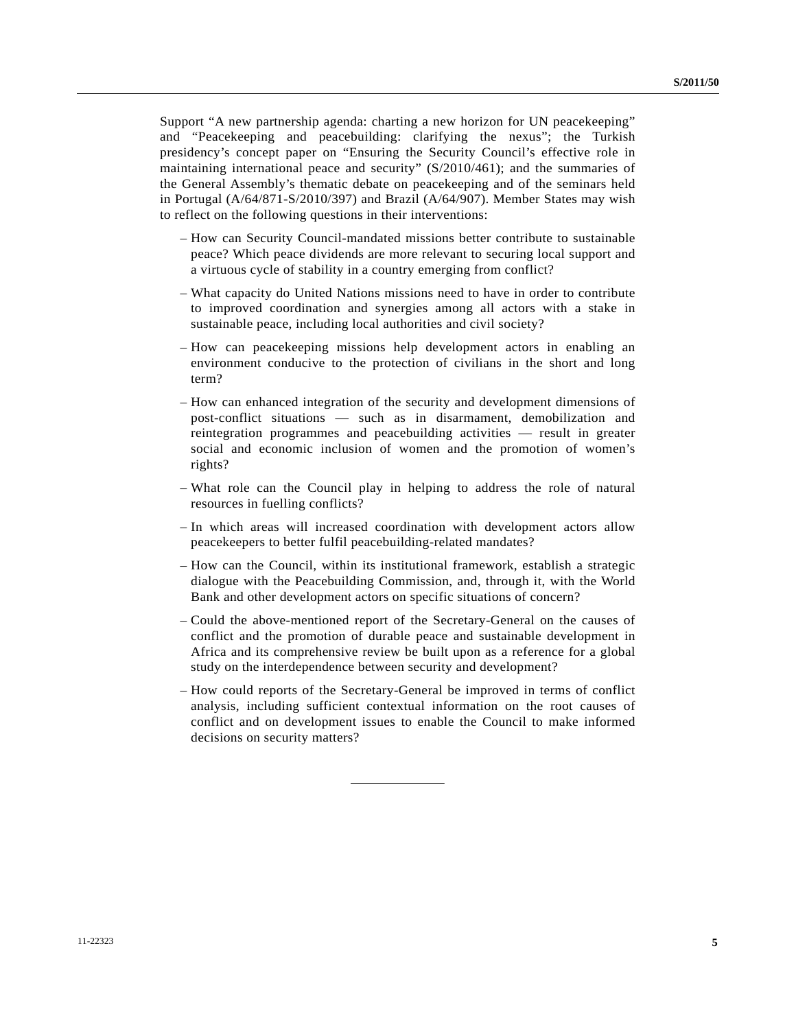Support "A new partnership agenda: charting a new horizon for UN peacekeeping" and "Peacekeeping and peacebuilding: clarifying the nexus"; the Turkish presidency's concept paper on "Ensuring the Security Council's effective role in maintaining international peace and security" (S/2010/461); and the summaries of the General Assembly's thematic debate on peacekeeping and of the seminars held in Portugal (A/64/871-S/2010/397) and Brazil (A/64/907). Member States may wish to reflect on the following questions in their interventions:

- How can Security Council-mandated missions better contribute to sustainable peace? Which peace dividends are more relevant to securing local support and a virtuous cycle of stability in a country emerging from conflict?
- What capacity do United Nations missions need to have in order to contribute to improved coordination and synergies among all actors with a stake in sustainable peace, including local authorities and civil society?
- How can peacekeeping missions help development actors in enabling an environment conducive to the protection of civilians in the short and long term?
- How can enhanced integration of the security and development dimensions of post-conflict situations — such as in disarmament, demobilization and reintegration programmes and peacebuilding activities — result in greater social and economic inclusion of women and the promotion of women's rights?
- What role can the Council play in helping to address the role of natural resources in fuelling conflicts?
- In which areas will increased coordination with development actors allow peacekeepers to better fulfil peacebuilding-related mandates?
- How can the Council, within its institutional framework, establish a strategic dialogue with the Peacebuilding Commission, and, through it, with the World Bank and other development actors on specific situations of concern?
- Could the above-mentioned report of the Secretary-General on the causes of conflict and the promotion of durable peace and sustainable development in Africa and its comprehensive review be built upon as a reference for a global study on the interdependence between security and development?
- How could reports of the Secretary-General be improved in terms of conflict analysis, including sufficient contextual information on the root causes of conflict and on development issues to enable the Council to make informed decisions on security matters?